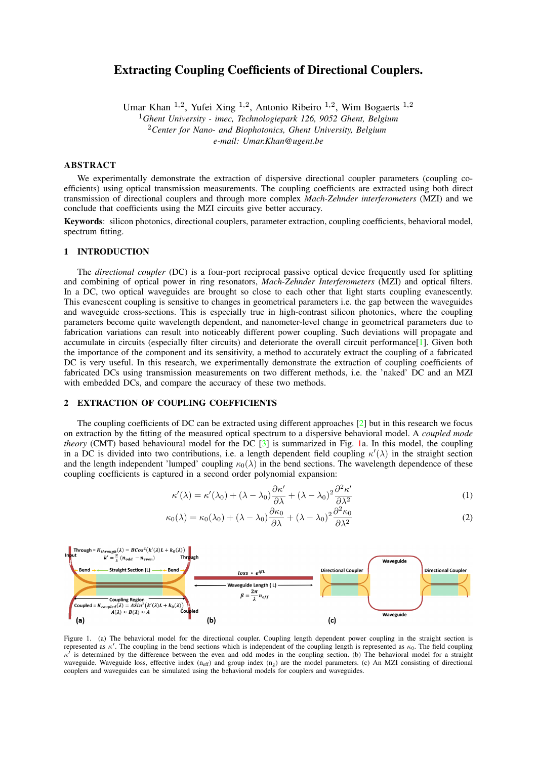# Extracting Coupling Coefficients of Directional Couplers.

Umar Khan [1,2], Yufei Xing [1,2], Antonio Ribeiro [1,2], Wim Bogaerts [1,2]

[1]*Ghent University - imec, Technologiepark 126, 9052 Ghent, Belgium*

[2]*Center for Nano- and Biophotonics, Ghent University, Belgium*

*e-mail: Umar.Khan@ugent.be*

## ABSTRACT

We experimentally demonstrate the extraction of dispersive directional coupler parameters (coupling coefficients) using optical transmission measurements. The coupling coefficients are extracted using both direct transmission of directional couplers and through more complex *Mach-Zehnder interferometers* (MZI) and we conclude that coefficients using the MZI circuits give better accuracy.

**Keywords**: silicon photonics, directional couplers, parameter extraction, coupling coefficients, behavioral model, spectrum fitting.

## 1 INTRODUCTION

The *directional coupler* (DC) is a four-port reciprocal passive optical device frequently used for splitting and combining of optical power in ring resonators, *Mach-Zehnder Interferometers* (MZI) and optical filters. In a DC, two optical waveguides are brought so close to each other that light starts coupling evanescently. This evanescent coupling is sensitive to changes in geometrical parameters i.e. the gap between the waveguides and waveguide cross-sections. This is especially true in high-contrast silicon photonics, where the coupling parameters become quite wavelength dependent, and nanometer-level change in geometrical parameters due to fabrication variations can result into noticeably different power coupling. Such deviations will propagate and accumulate in circuits (especially filter circuits) and deteriorate the overall circuit performance[1]. Given both the importance of the component and its sensitivity, a method to accurately extract the coupling of a fabricated DC is very useful. In this research, we experimentally demonstrate the extraction of coupling coefficients of fabricated DCs using transmission measurements on two different methods, i.e. the 'naked' DC and an MZI with embedded DCs, and compare the accuracy of these two methods.

## 2 EXTRACTION OF COUPLING COEFFICIENTS

The coupling coefficients of DC can be extracted using different approaches [2] but in this research we focus on extraction by the fitting of the measured optical spectrum to a dispersive behavioral model. A *coupled mode theory* (CMT) based behavioural model for the DC [3] is summarized in Fig. 1a. In this model, the coupling in a DC is divided into two contributions, i.e. a length dependent field coupling $\kappa'(\lambda)$ in the straight section and the length independent 'lumped' coupling $\kappa_0(\lambda)$ in the bend sections. The wavelength dependence of these coupling coefficients is captured in a second order polynomial expansion:

$$\kappa'(\lambda) = \kappa'(\lambda_0) + (\lambda - \lambda_0)\frac{\partial \kappa'}{\partial \lambda} + (\lambda - \lambda_0)^2 \frac{\partial^2 \kappa'}{\partial \lambda^2} \tag{1}$$

$$\kappa_0(\lambda) = \kappa_0(\lambda_0) + (\lambda - \lambda_0)\frac{\partial \kappa_0}{\partial \lambda} + (\lambda - \lambda_0)^2 \frac{\partial^2 \kappa_0}{\partial \lambda^2} \tag{2}$$

Figure 1. (a) The behavioral model for the directional coupler. Coupling length dependent power coupling in the straight section is represented as $\kappa'$. The coupling in the bend sections which is independent of the coupling length is represented as $\kappa_0$. The field coupling $\kappa'$ is determined by the difference between the even and odd modes in the coupling section. (b) The behavioral model for a straight waveguide. Waveguide loss, effective index ($n_{eff}$) and group index ($n_g$) are the model parameters. (c) An MZI consisting of directional couplers and waveguides can be simulated using the behavioral models for couplers and waveguides.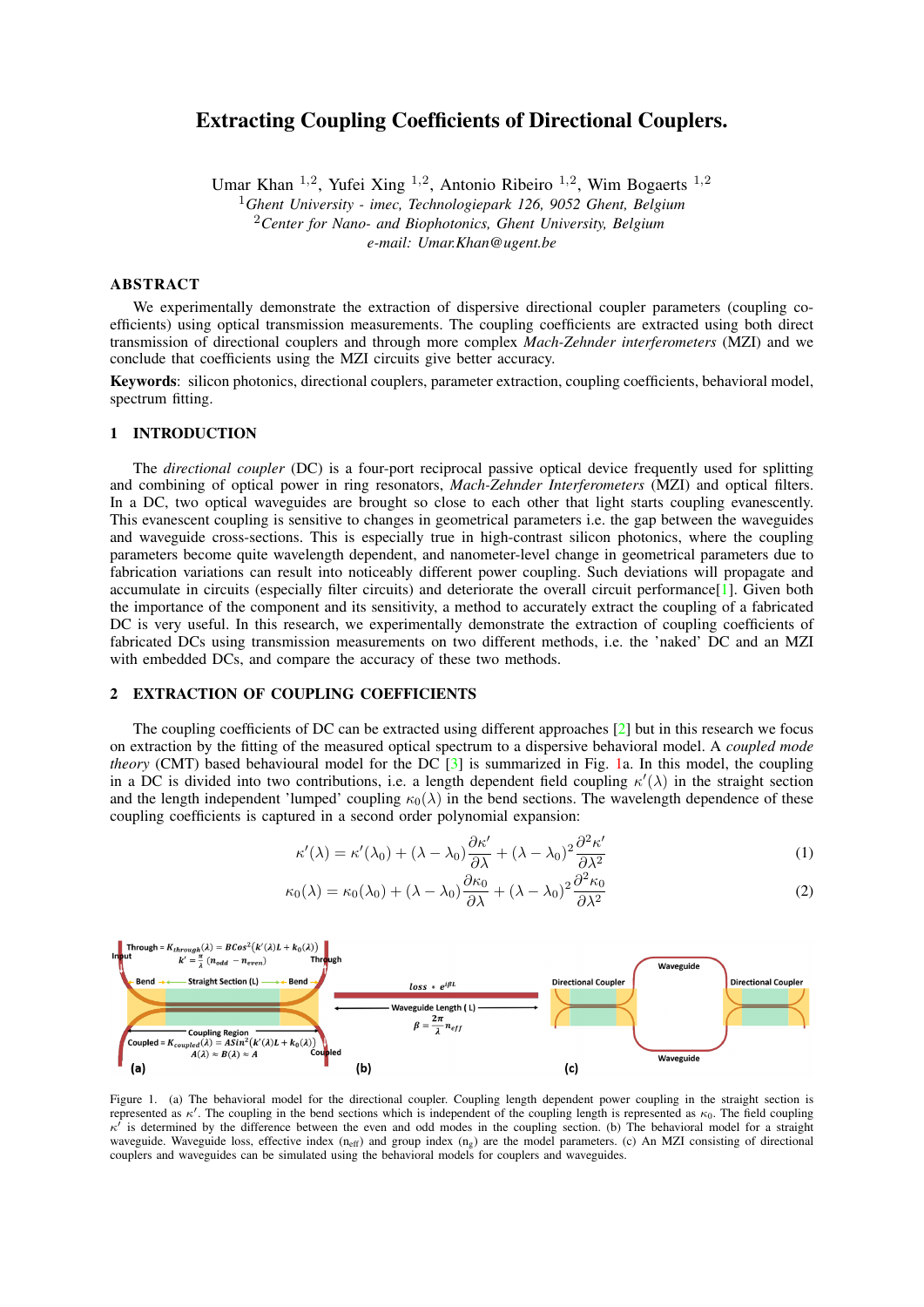# Extracting Coupling Coefficients of Directional Couplers.

Umar Khan [1,2], Yufei Xing [1,2], Antonio Ribeiro [1,2], Wim Bogaerts [1,2]

[1]*Ghent University - imec, Technologiepark 126, 9052 Ghent, Belgium*

[2]*Center for Nano- and Biophotonics, Ghent University, Belgium*

*e-mail: Umar.Khan@ugent.be*

## ABSTRACT

We experimentally demonstrate the extraction of dispersive directional coupler parameters (coupling coefficients) using optical transmission measurements. The coupling coefficients are extracted using both direct transmission of directional couplers and through more complex *Mach-Zehnder interferometers* (MZI) and we conclude that coefficients using the MZI circuits give better accuracy.

**Keywords**: silicon photonics, directional couplers, parameter extraction, coupling coefficients, behavioral model, spectrum fitting.

## 1 INTRODUCTION

The *directional coupler* (DC) is a four-port reciprocal passive optical device frequently used for splitting and combining of optical power in ring resonators, *Mach-Zehnder Interferometers* (MZI) and optical filters. In a DC, two optical waveguides are brought so close to each other that light starts coupling evanescently. This evanescent coupling is sensitive to changes in geometrical parameters i.e. the gap between the waveguides and waveguide cross-sections. This is especially true in high-contrast silicon photonics, where the coupling parameters become quite wavelength dependent, and nanometer-level change in geometrical parameters due to fabrication variations can result into noticeably different power coupling. Such deviations will propagate and accumulate in circuits (especially filter circuits) and deteriorate the overall circuit performance[1]. Given both the importance of the component and its sensitivity, a method to accurately extract the coupling of a fabricated DC is very useful. In this research, we experimentally demonstrate the extraction of coupling coefficients of fabricated DCs using transmission measurements on two different methods, i.e. the 'naked' DC and an MZI with embedded DCs, and compare the accuracy of these two methods.

## 2 EXTRACTION OF COUPLING COEFFICIENTS

The coupling coefficients of DC can be extracted using different approaches [2] but in this research we focus on extraction by the fitting of the measured optical spectrum to a dispersive behavioral model. A *coupled mode theory* (CMT) based behavioural model for the DC [3] is summarized in Fig. 1a. In this model, the coupling in a DC is divided into two contributions, i.e. a length dependent field coupling $\kappa'(\lambda)$ in the straight section and the length independent 'lumped' coupling $\kappa_0(\lambda)$ in the bend sections. The wavelength dependence of these coupling coefficients is captured in a second order polynomial expansion:

$$\kappa'(\lambda) = \kappa'(\lambda_0) + (\lambda - \lambda_0)\frac{\partial \kappa'}{\partial \lambda} + (\lambda - \lambda_0)^2 \frac{\partial^2 \kappa'}{\partial \lambda^2} \tag{1}$$

$$\kappa_0(\lambda) = \kappa_0(\lambda_0) + (\lambda - \lambda_0)\frac{\partial \kappa_0}{\partial \lambda} + (\lambda - \lambda_0)^2 \frac{\partial^2 \kappa_0}{\partial \lambda^2} \tag{2}$$

Figure 1. (a) The behavioral model for the directional coupler. Coupling length dependent power coupling in the straight section is represented as $\kappa'$. The coupling in the bend sections which is independent of the coupling length is represented as $\kappa_0$. The field coupling $\kappa'$ is determined by the difference between the even and odd modes in the coupling section. (b) The behavioral model for a straight waveguide. Waveguide loss, effective index ($n_{eff}$) and group index ($n_g$) are the model parameters. (c) An MZI consisting of directional couplers and waveguides can be simulated using the behavioral models for couplers and waveguides.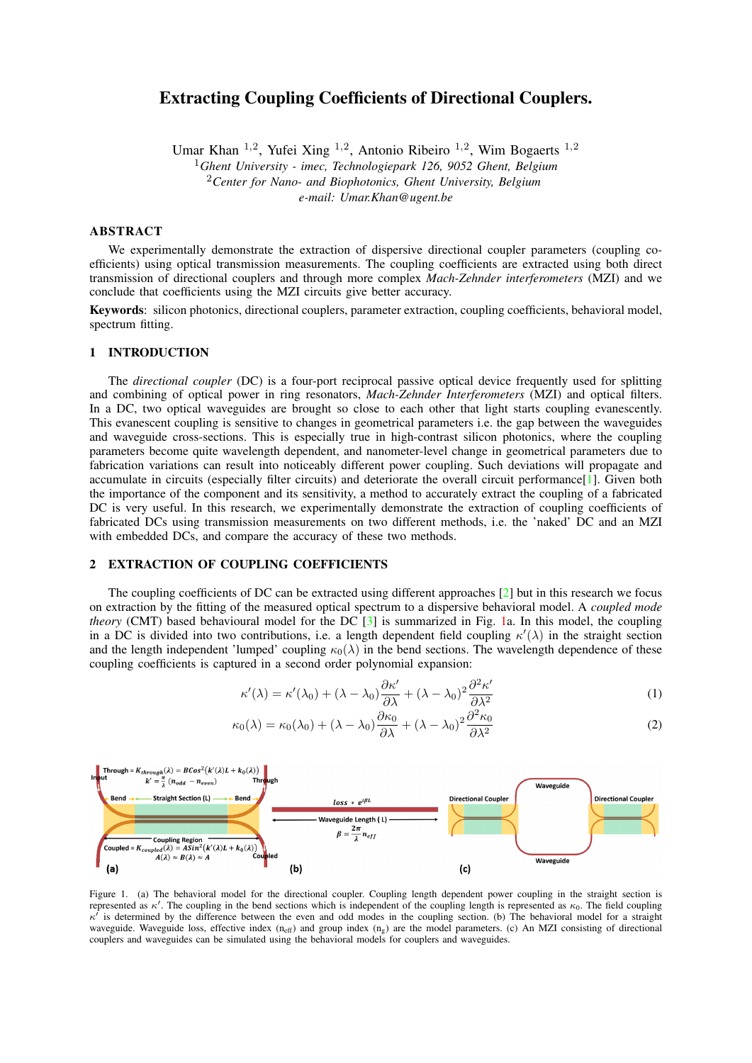# Extracting Coupling Coefficients of Directional Couplers.

Umar Khan [1,2], Yufei Xing [1,2], Antonio Ribeiro [1,2], Wim Bogaerts [1,2]

[1] *Ghent University - imec, Technologiepark 126, 9052 Ghent, Belgium*

[2] *Center for Nano- and Biophotonics, Ghent University, Belgium*

*e-mail: Umar.Khan@ugent.be*

## ABSTRACT

We experimentally demonstrate the extraction of dispersive directional coupler parameters (coupling coefficients) using optical transmission measurements. The coupling coefficients are extracted using both direct transmission of directional couplers and through more complex *Mach-Zehnder interferometers* (MZI) and we conclude that coefficients using the MZI circuits give better accuracy.

**Keywords**: silicon photonics, directional couplers, parameter extraction, coupling coefficients, behavioral model, spectrum fitting.

## 1 INTRODUCTION

The *directional coupler* (DC) is a four-port reciprocal passive optical device frequently used for splitting and combining of optical power in ring resonators, *Mach-Zehnder Interferometers* (MZI) and optical filters. In a DC, two optical waveguides are brought so close to each other that light starts coupling evanescently. This evanescent coupling is sensitive to changes in geometrical parameters i.e. the gap between the waveguides and waveguide cross-sections. This is especially true in high-contrast silicon photonics, where the coupling parameters become quite wavelength dependent, and nanometer-level change in geometrical parameters due to fabrication variations can result into noticeably different power coupling. Such deviations will propagate and accumulate in circuits (especially filter circuits) and deteriorate the overall circuit performance[1]. Given both the importance of the component and its sensitivity, a method to accurately extract the coupling of a fabricated DC is very useful. In this research, we experimentally demonstrate the extraction of coupling coefficients of fabricated DCs using transmission measurements on two different methods, i.e. the 'naked' DC and an MZI with embedded DCs, and compare the accuracy of these two methods.

## 2 EXTRACTION OF COUPLING COEFFICIENTS

The coupling coefficients of DC can be extracted using different approaches [2] but in this research we focus on extraction by the fitting of the measured optical spectrum to a dispersive behavioral model. A *coupled mode theory* (CMT) based behavioural model for the DC [3] is summarized in Fig. 1a. In this model, the coupling in a DC is divided into two contributions, i.e. a length dependent field coupling $\kappa'(\lambda)$ in the straight section and the length independent 'lumped' coupling $\kappa_0(\lambda)$ in the bend sections. The wavelength dependence of these coupling coefficients is captured in a second order polynomial expansion:

$$\kappa'(\lambda) = \kappa'(\lambda_0) + (\lambda - \lambda_0)\frac{\partial \kappa'}{\partial \lambda} + (\lambda - \lambda_0)^2 \frac{\partial^2 \kappa'}{\partial \lambda^2} \tag{1}$$

$$\kappa_0(\lambda) = \kappa_0(\lambda_0) + (\lambda - \lambda_0)\frac{\partial \kappa_0}{\partial \lambda} + (\lambda - \lambda_0)^2 \frac{\partial^2 \kappa_0}{\partial \lambda^2} \tag{2}$$

Through = $K_{through}(\lambda) = BCos^2(k'(\lambda)L + k_0(\lambda))$

$k' = \frac{\pi}{\lambda}(n_{odd} - n_{even})$

Input

Through

Bend

Straight Section (L)

Bend

Coupling Region

Coupled = $K_{coupled}(\lambda) = ASin^2(k'(\lambda)L + k_0(\lambda))$

$A(\lambda) \approx B(\lambda) \approx A$

Coupled

(a)

loss $* \, e^{i\beta L}$

Waveguide Length ( L)

$\beta = \frac{2\pi}{\lambda} n_{eff}$

(b)

Directional Coupler

Waveguide

Directional Coupler

Waveguide

(c)

Figure 1. (a) The behavioral model for the directional coupler. Coupling length dependent power coupling in the straight section is represented as $\kappa'$. The coupling in the bend sections which is independent of the coupling length is represented as $\kappa_0$. The field coupling $\kappa'$ is determined by the difference between the even and odd modes in the coupling section. (b) The behavioral model for a straight waveguide. Waveguide loss, effective index ($n_{eff}$) and group index ($n_g$) are the model parameters. (c) An MZI consisting of directional couplers and waveguides can be simulated using the behavioral models for couplers and waveguides.